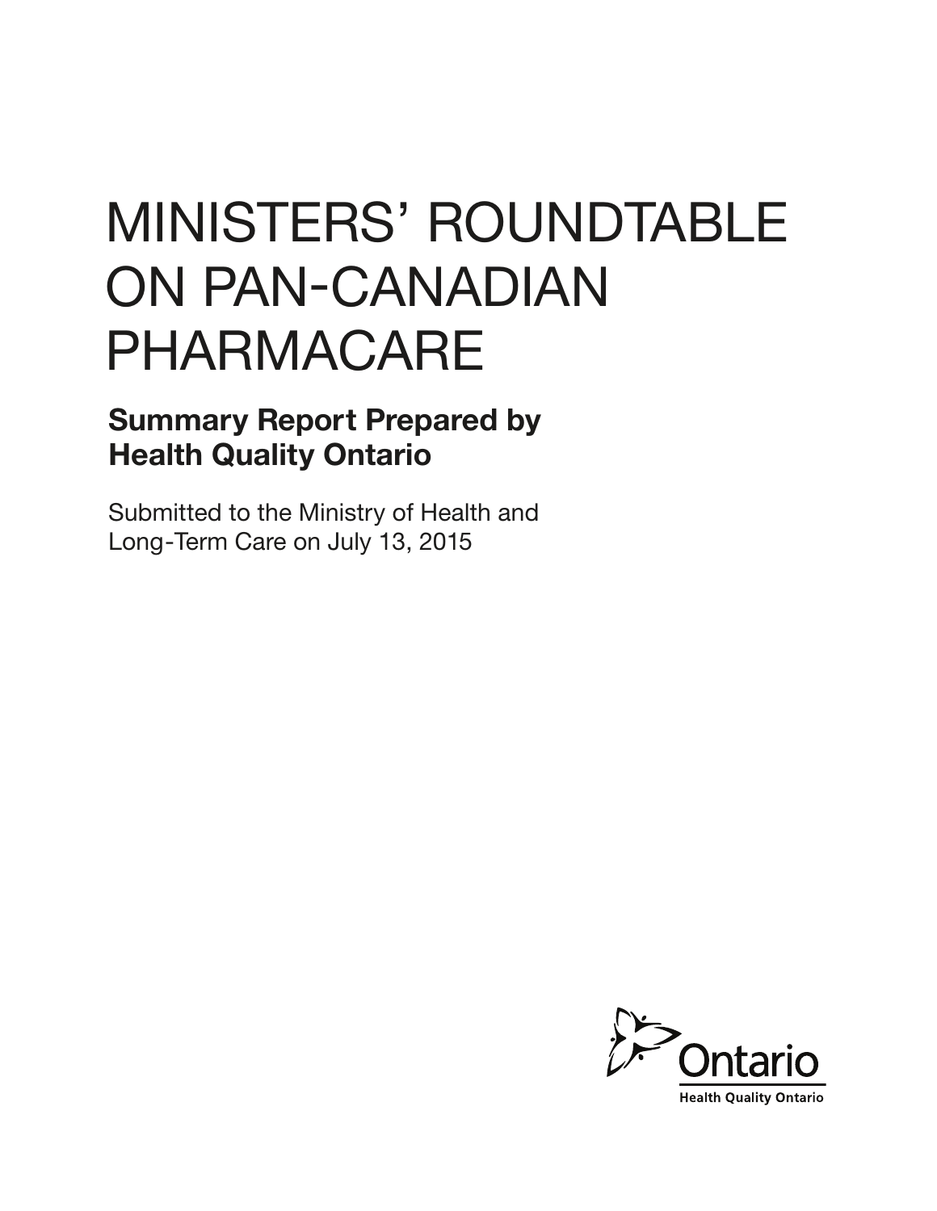# MINISTERS' ROUNDTABLE ON PAN-CANADIAN PHARMACARE

## Summary Report Prepared by Health Quality Ontario

Submitted to the Ministry of Health and Long-Term Care on July 13, 2015

Ontario

Health Quality Ontario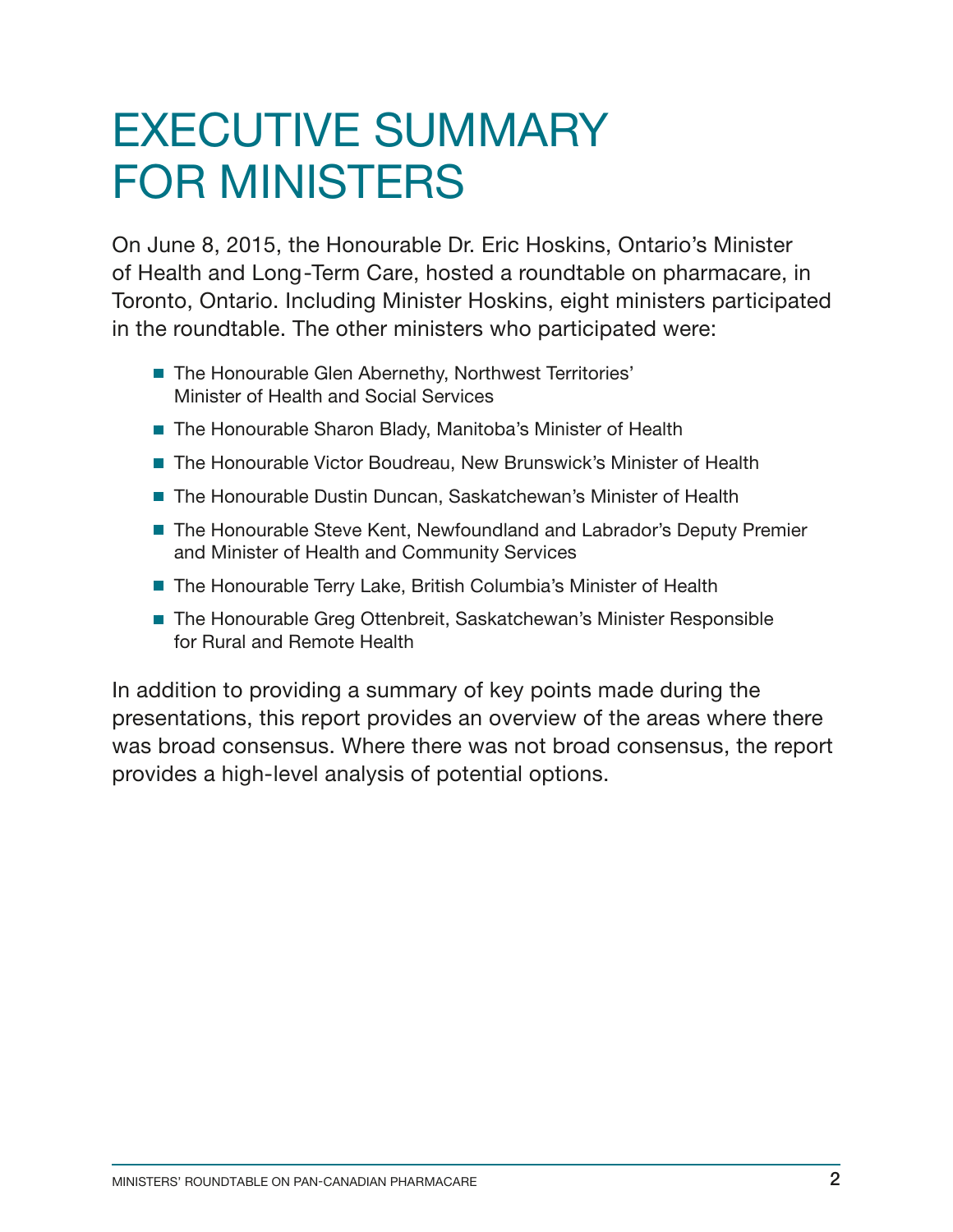# EXECUTIVE SUMMARY FOR MINISTERS

On June 8, 2015, the Honourable Dr. Eric Hoskins, Ontario's Minister of Health and Long-Term Care, hosted a roundtable on pharmacare, in Toronto, Ontario. Including Minister Hoskins, eight ministers participated in the roundtable. The other ministers who participated were:

- The Honourable Glen Abernethy, Northwest Territories' Minister of Health and Social Services
- The Honourable Sharon Blady, Manitoba's Minister of Health
- The Honourable Victor Boudreau, New Brunswick's Minister of Health
- The Honourable Dustin Duncan, Saskatchewan's Minister of Health
- The Honourable Steve Kent, Newfoundland and Labrador's Deputy Premier and Minister of Health and Community Services
- The Honourable Terry Lake, British Columbia's Minister of Health
- The Honourable Greg Ottenbreit, Saskatchewan's Minister Responsible for Rural and Remote Health

In addition to providing a summary of key points made during the presentations, this report provides an overview of the areas where there was broad consensus. Where there was not broad consensus, the report provides a high-level analysis of potential options.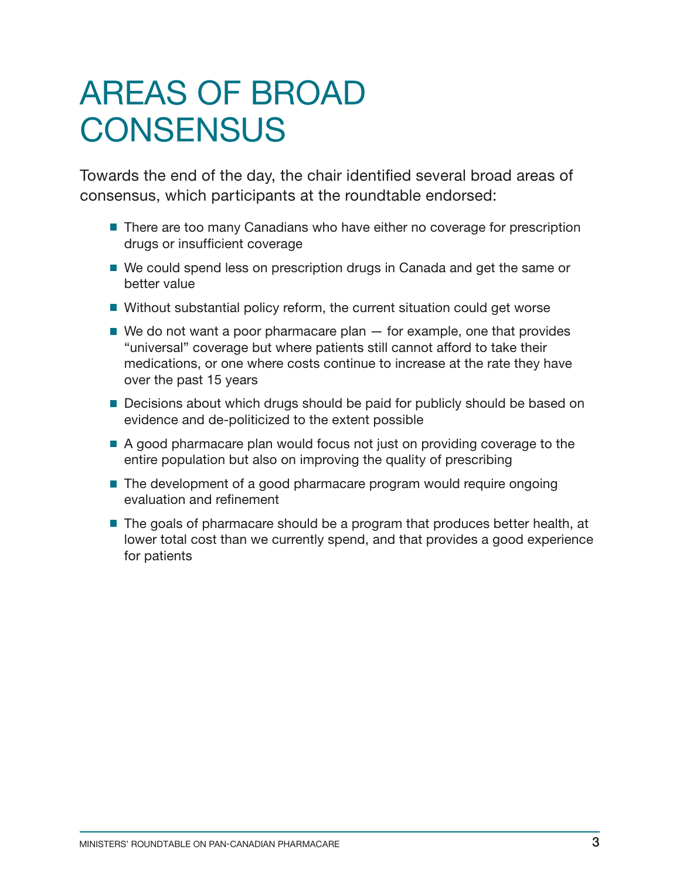# AREAS OF BROAD CONSENSUS

Towards the end of the day, the chair identified several broad areas of consensus, which participants at the roundtable endorsed:

- There are too many Canadians who have either no coverage for prescription drugs or insufficient coverage
- We could spend less on prescription drugs in Canada and get the same or better value
- Without substantial policy reform, the current situation could get worse
- We do not want a poor pharmacare plan — for example, one that provides "universal" coverage but where patients still cannot afford to take their medications, or one where costs continue to increase at the rate they have over the past 15 years
- Decisions about which drugs should be paid for publicly should be based on evidence and de-politicized to the extent possible
- A good pharmacare plan would focus not just on providing coverage to the entire population but also on improving the quality of prescribing
- The development of a good pharmacare program would require ongoing evaluation and refinement
- The goals of pharmacare should be a program that produces better health, at lower total cost than we currently spend, and that provides a good experience for patients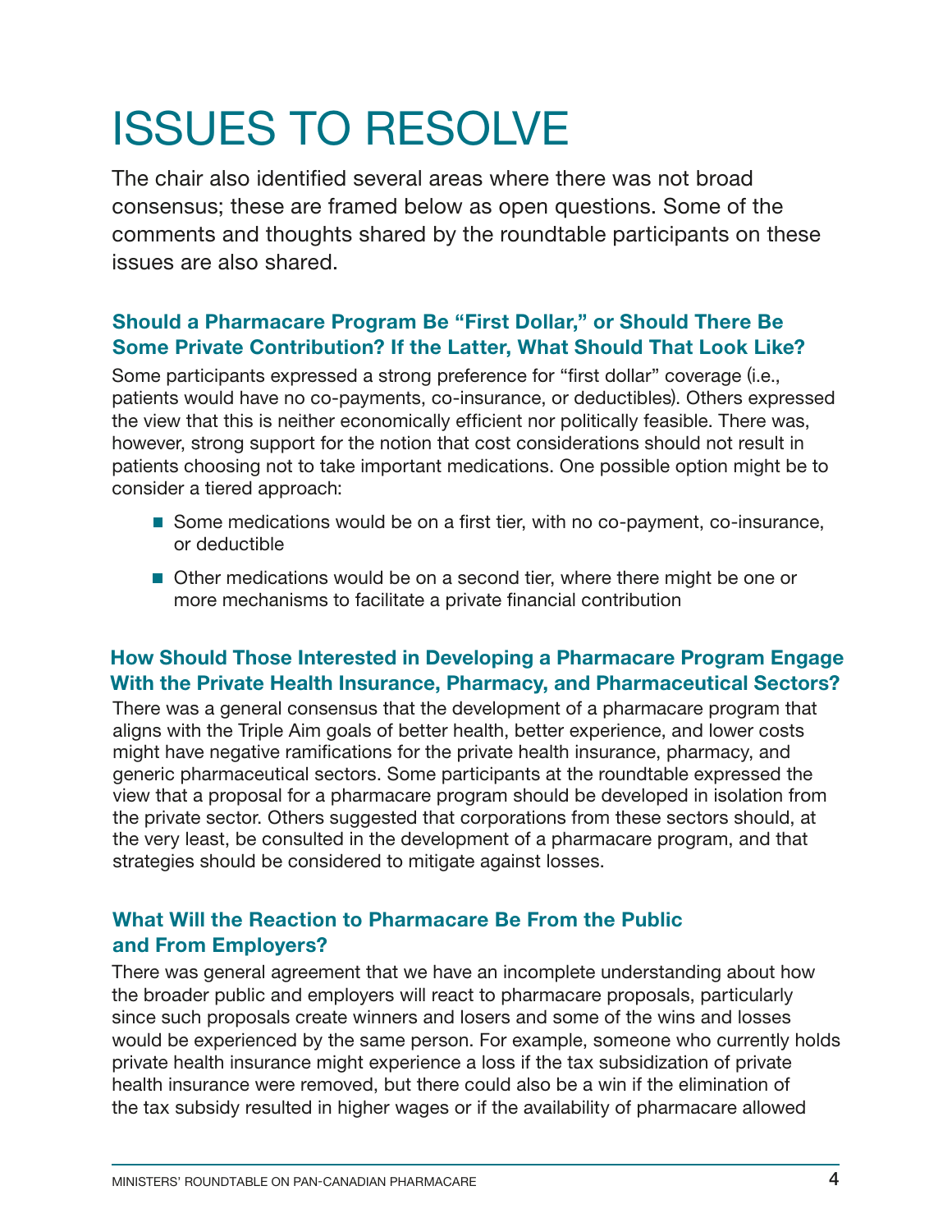# ISSUES TO RESOLVE

The chair also identified several areas where there was not broad consensus; these are framed below as open questions. Some of the comments and thoughts shared by the roundtable participants on these issues are also shared.

### Should a Pharmacare Program Be "First Dollar," or Should There Be Some Private Contribution? If the Latter, What Should That Look Like?

Some participants expressed a strong preference for "first dollar" coverage (i.e., patients would have no co-payments, co-insurance, or deductibles). Others expressed the view that this is neither economically efficient nor politically feasible. There was, however, strong support for the notion that cost considerations should not result in patients choosing not to take important medications. One possible option might be to consider a tiered approach:

- Some medications would be on a first tier, with no co-payment, co-insurance, or deductible
- Other medications would be on a second tier, where there might be one or more mechanisms to facilitate a private financial contribution

### How Should Those Interested in Developing a Pharmacare Program Engage With the Private Health Insurance, Pharmacy, and Pharmaceutical Sectors?

There was a general consensus that the development of a pharmacare program that aligns with the Triple Aim goals of better health, better experience, and lower costs might have negative ramifications for the private health insurance, pharmacy, and generic pharmaceutical sectors. Some participants at the roundtable expressed the view that a proposal for a pharmacare program should be developed in isolation from the private sector. Others suggested that corporations from these sectors should, at the very least, be consulted in the development of a pharmacare program, and that strategies should be considered to mitigate against losses.

### What Will the Reaction to Pharmacare Be From the Public and From Employers?

There was general agreement that we have an incomplete understanding about how the broader public and employers will react to pharmacare proposals, particularly since such proposals create winners and losers and some of the wins and losses would be experienced by the same person. For example, someone who currently holds private health insurance might experience a loss if the tax subsidization of private health insurance were removed, but there could also be a win if the elimination of the tax subsidy resulted in higher wages or if the availability of pharmacare allowed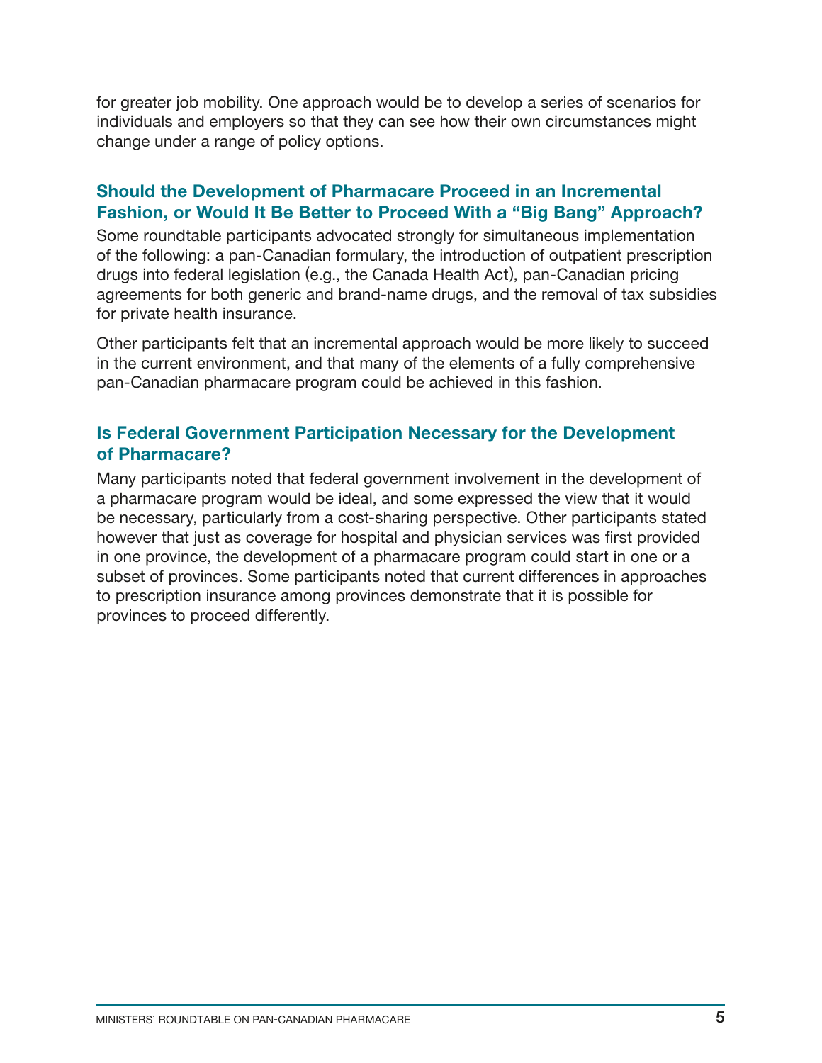for greater job mobility. One approach would be to develop a series of scenarios for individuals and employers so that they can see how their own circumstances might change under a range of policy options.

### Should the Development of Pharmacare Proceed in an Incremental Fashion, or Would It Be Better to Proceed With a "Big Bang" Approach?

Some roundtable participants advocated strongly for simultaneous implementation of the following: a pan-Canadian formulary, the introduction of outpatient prescription drugs into federal legislation (e.g., the Canada Health Act), pan-Canadian pricing agreements for both generic and brand-name drugs, and the removal of tax subsidies for private health insurance.

Other participants felt that an incremental approach would be more likely to succeed in the current environment, and that many of the elements of a fully comprehensive pan-Canadian pharmacare program could be achieved in this fashion.

### Is Federal Government Participation Necessary for the Development of Pharmacare?

Many participants noted that federal government involvement in the development of a pharmacare program would be ideal, and some expressed the view that it would be necessary, particularly from a cost-sharing perspective. Other participants stated however that just as coverage for hospital and physician services was first provided in one province, the development of a pharmacare program could start in one or a subset of provinces. Some participants noted that current differences in approaches to prescription insurance among provinces demonstrate that it is possible for provinces to proceed differently.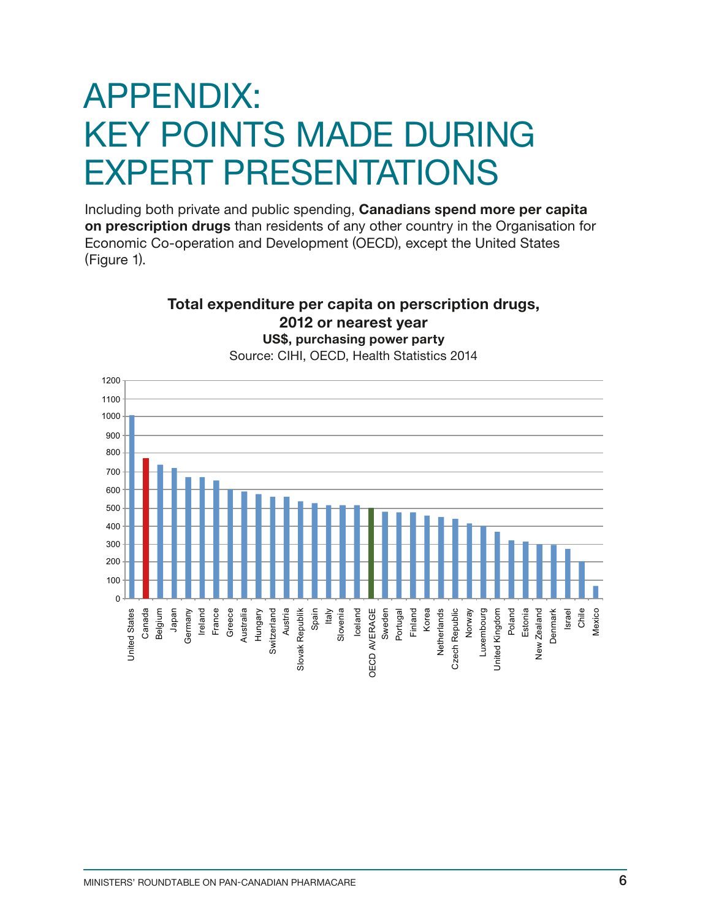# APPENDIX: KEY POINTS MADE DURING EXPERT PRESENTATIONS

Including both private and public spending, **Canadians spend more per capita on prescription drugs** than residents of any other country in the Organisation for Economic Co-operation and Development (OECD), except the United States (Figure 1).

**Total expenditure per capita on perscription drugs, 2012 or nearest year**

**US$, purchasing power party**

Source: CIHI, OECD, Health Statistics 2014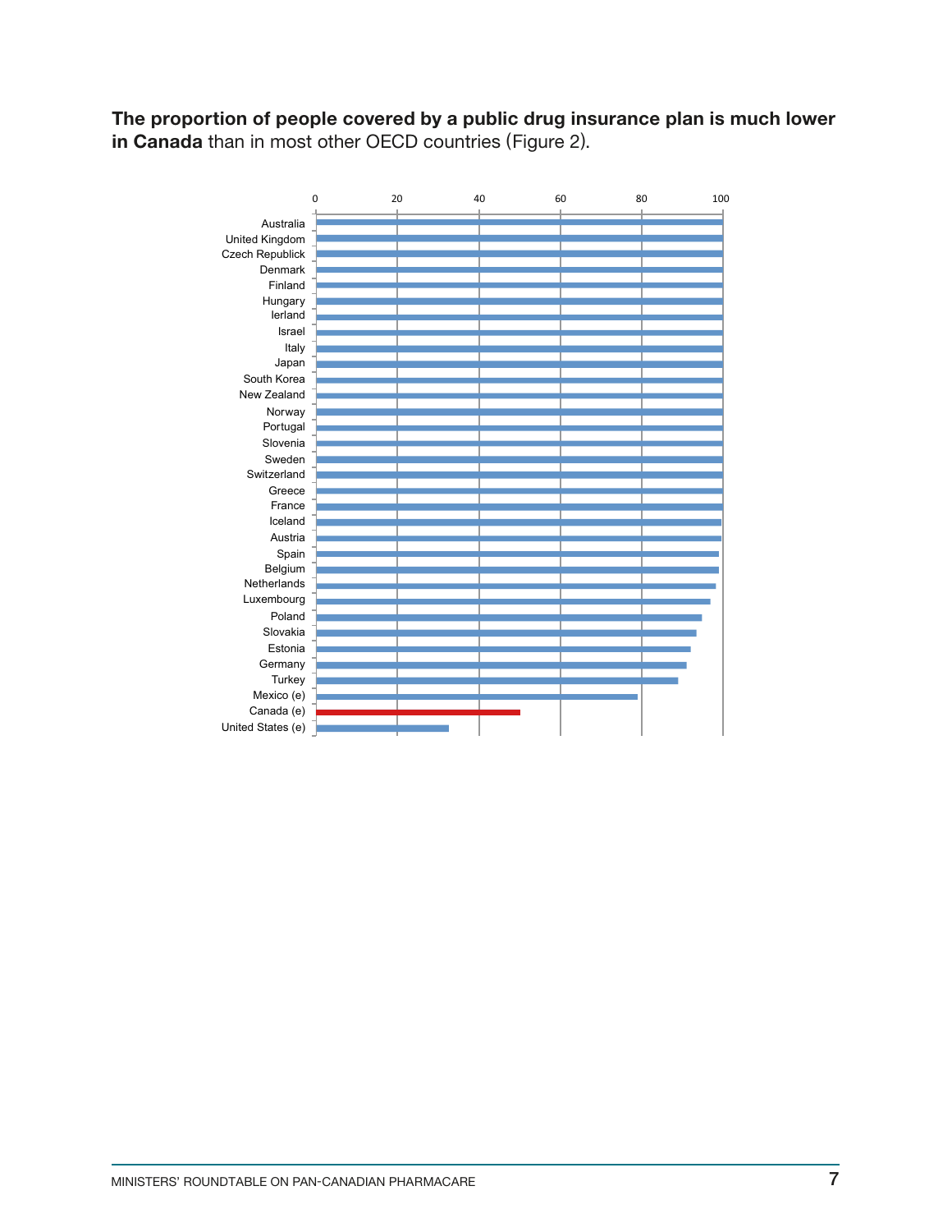**The proportion of people covered by a public drug insurance plan is much lower in Canada** than in most other OECD countries (Figure 2).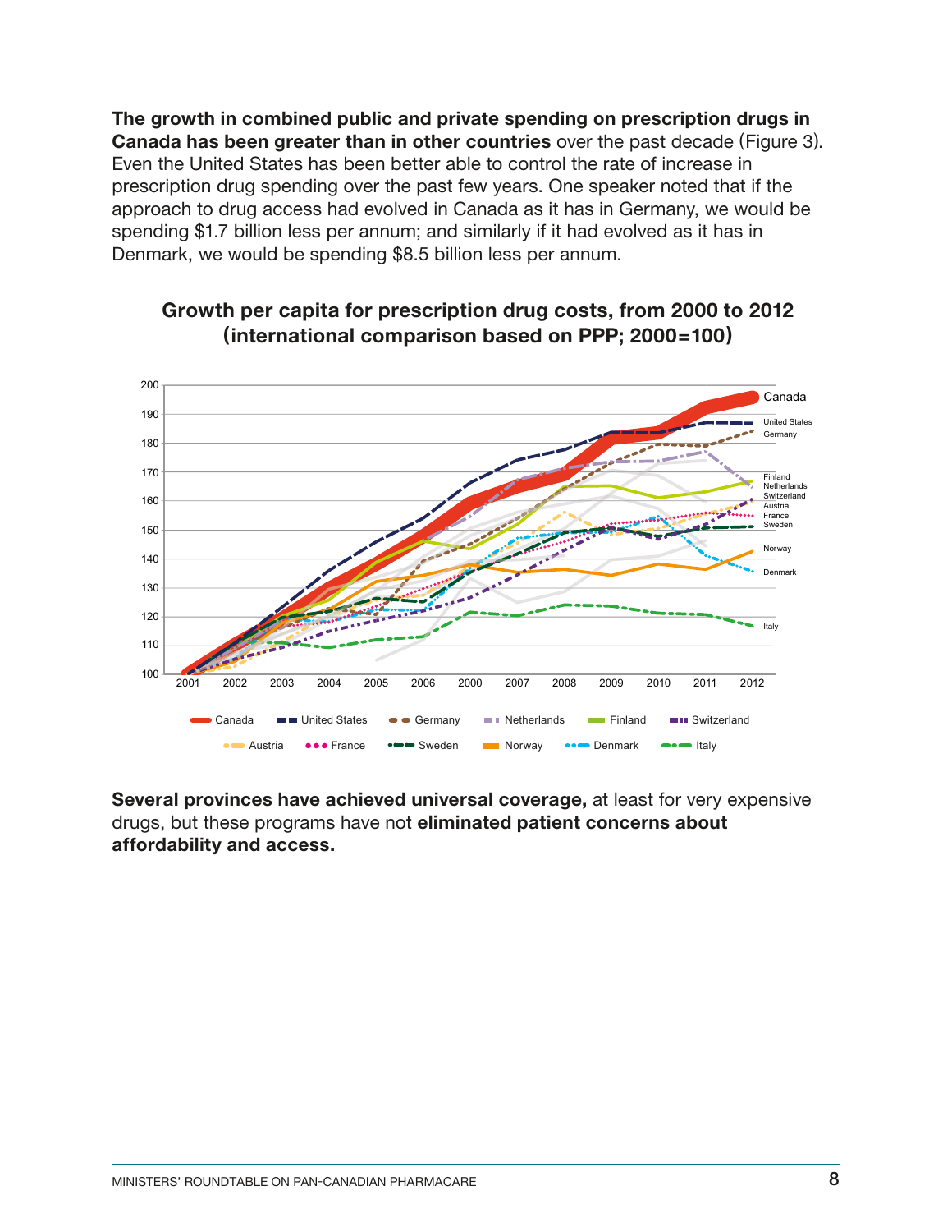**The growth in combined public and private spending on prescription drugs in Canada has been greater than in other countries** over the past decade (Figure 3). Even the United States has been better able to control the rate of increase in prescription drug spending over the past few years. One speaker noted that if the approach to drug access had evolved in Canada as it has in Germany, we would be spending $1.7 billion less per annum; and similarly if it had evolved as it has in Denmark, we would be spending $8.5 billion less per annum.

**Growth per capita for prescription drug costs, from 2000 to 2012 (international comparison based on PPP; 2000=100)**

**Several provinces have achieved universal coverage,** at least for very expensive drugs, but these programs have not **eliminated patient concerns about affordability and access.**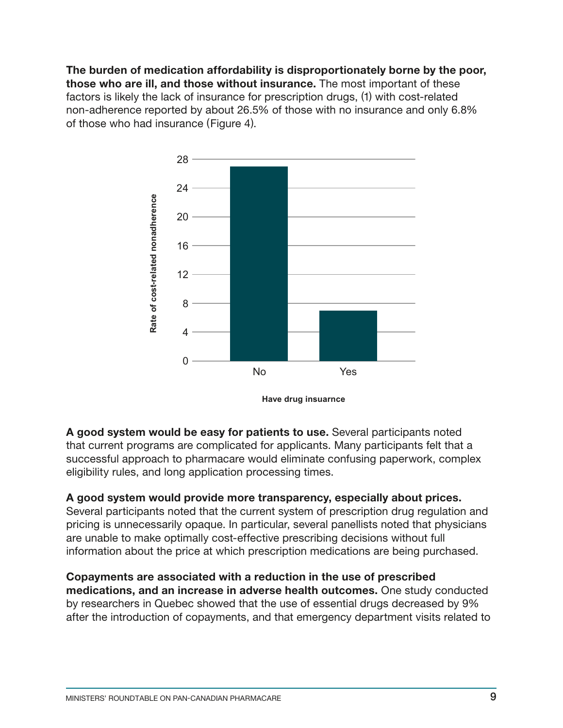**The burden of medication affordability is disproportionately borne by the poor, those who are ill, and those without insurance.** The most important of these factors is likely the lack of insurance for prescription drugs, (1) with cost-related non-adherence reported by about 26.5% of those with no insurance and only 6.8% of those who had insurance (Figure 4).

**A good system would be easy for patients to use.** Several participants noted that current programs are complicated for applicants. Many participants felt that a successful approach to pharmacare would eliminate confusing paperwork, complex eligibility rules, and long application processing times.

**A good system would provide more transparency, especially about prices.** Several participants noted that the current system of prescription drug regulation and pricing is unnecessarily opaque. In particular, several panellists noted that physicians are unable to make optimally cost-effective prescribing decisions without full information about the price at which prescription medications are being purchased.

**Copayments are associated with a reduction in the use of prescribed medications, and an increase in adverse health outcomes.** One study conducted by researchers in Quebec showed that the use of essential drugs decreased by 9% after the introduction of copayments, and that emergency department visits related to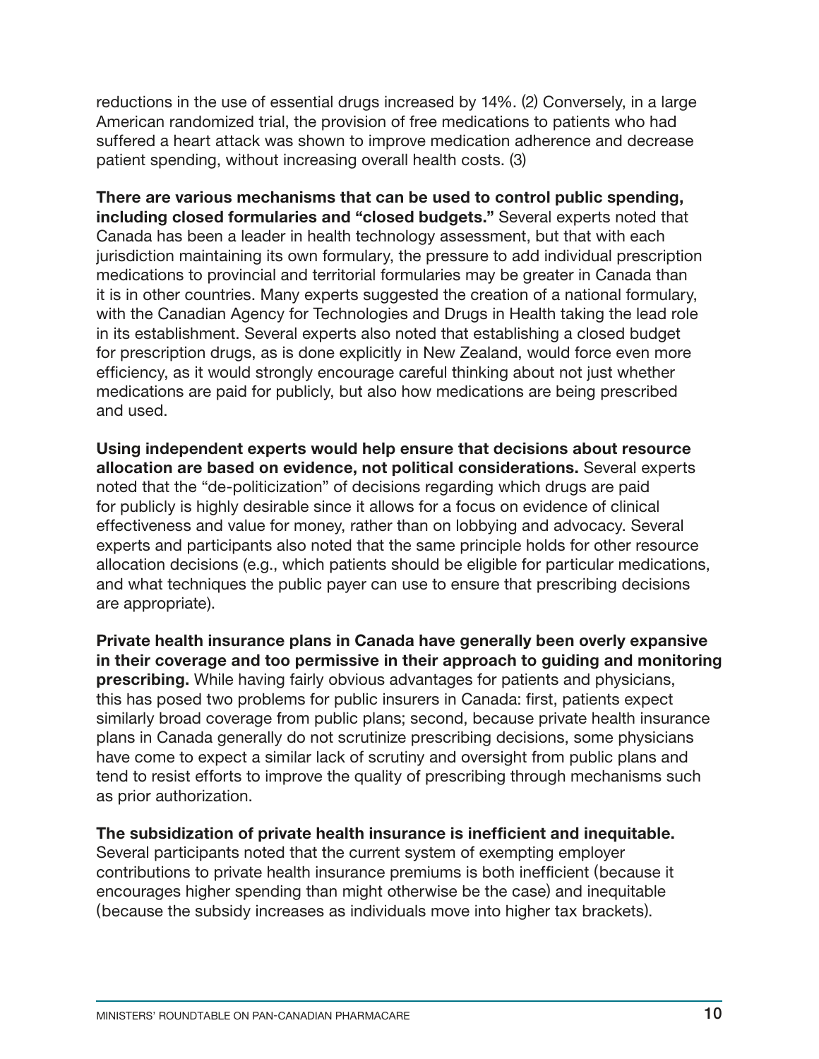reductions in the use of essential drugs increased by 14%. (2) Conversely, in a large American randomized trial, the provision of free medications to patients who had suffered a heart attack was shown to improve medication adherence and decrease patient spending, without increasing overall health costs. (3)

**There are various mechanisms that can be used to control public spending, including closed formularies and "closed budgets."** Several experts noted that Canada has been a leader in health technology assessment, but that with each jurisdiction maintaining its own formulary, the pressure to add individual prescription medications to provincial and territorial formularies may be greater in Canada than it is in other countries. Many experts suggested the creation of a national formulary, with the Canadian Agency for Technologies and Drugs in Health taking the lead role in its establishment. Several experts also noted that establishing a closed budget for prescription drugs, as is done explicitly in New Zealand, would force even more efficiency, as it would strongly encourage careful thinking about not just whether medications are paid for publicly, but also how medications are being prescribed and used.

**Using independent experts would help ensure that decisions about resource allocation are based on evidence, not political considerations.** Several experts noted that the "de-politicization" of decisions regarding which drugs are paid for publicly is highly desirable since it allows for a focus on evidence of clinical effectiveness and value for money, rather than on lobbying and advocacy. Several experts and participants also noted that the same principle holds for other resource allocation decisions (e.g., which patients should be eligible for particular medications, and what techniques the public payer can use to ensure that prescribing decisions are appropriate).

**Private health insurance plans in Canada have generally been overly expansive in their coverage and too permissive in their approach to guiding and monitoring prescribing.** While having fairly obvious advantages for patients and physicians, this has posed two problems for public insurers in Canada: first, patients expect similarly broad coverage from public plans; second, because private health insurance plans in Canada generally do not scrutinize prescribing decisions, some physicians have come to expect a similar lack of scrutiny and oversight from public plans and tend to resist efforts to improve the quality of prescribing through mechanisms such as prior authorization.

**The subsidization of private health insurance is inefficient and inequitable.** Several participants noted that the current system of exempting employer contributions to private health insurance premiums is both inefficient (because it encourages higher spending than might otherwise be the case) and inequitable (because the subsidy increases as individuals move into higher tax brackets).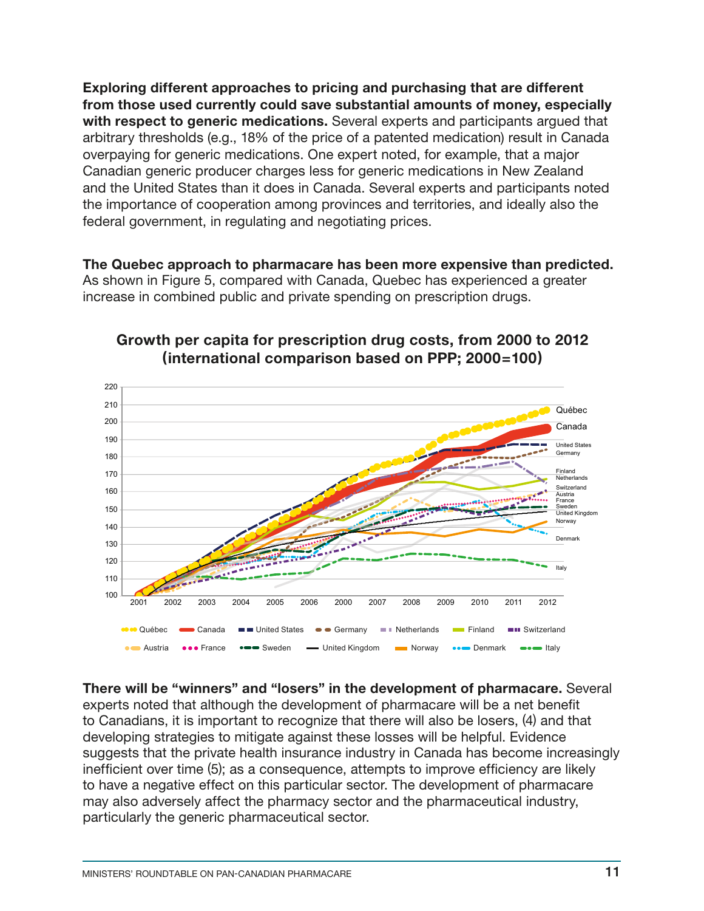**Exploring different approaches to pricing and purchasing that are different from those used currently could save substantial amounts of money, especially with respect to generic medications.** Several experts and participants argued that arbitrary thresholds (e.g., 18% of the price of a patented medication) result in Canada overpaying for generic medications. One expert noted, for example, that a major Canadian generic producer charges less for generic medications in New Zealand and the United States than it does in Canada. Several experts and participants noted the importance of cooperation among provinces and territories, and ideally also the federal government, in regulating and negotiating prices.

**The Quebec approach to pharmacare has been more expensive than predicted.** As shown in Figure 5, compared with Canada, Quebec has experienced a greater increase in combined public and private spending on prescription drugs.

**Growth per capita for prescription drug costs, from 2000 to 2012 (international comparison based on PPP; 2000=100)**

**There will be "winners" and "losers" in the development of pharmacare.** Several experts noted that although the development of pharmacare will be a net benefit to Canadians, it is important to recognize that there will also be losers, (4) and that developing strategies to mitigate against these losses will be helpful. Evidence suggests that the private health insurance industry in Canada has become increasingly inefficient over time (5); as a consequence, attempts to improve efficiency are likely to have a negative effect on this particular sector. The development of pharmacare may also adversely affect the pharmacy sector and the pharmaceutical industry, particularly the generic pharmaceutical sector.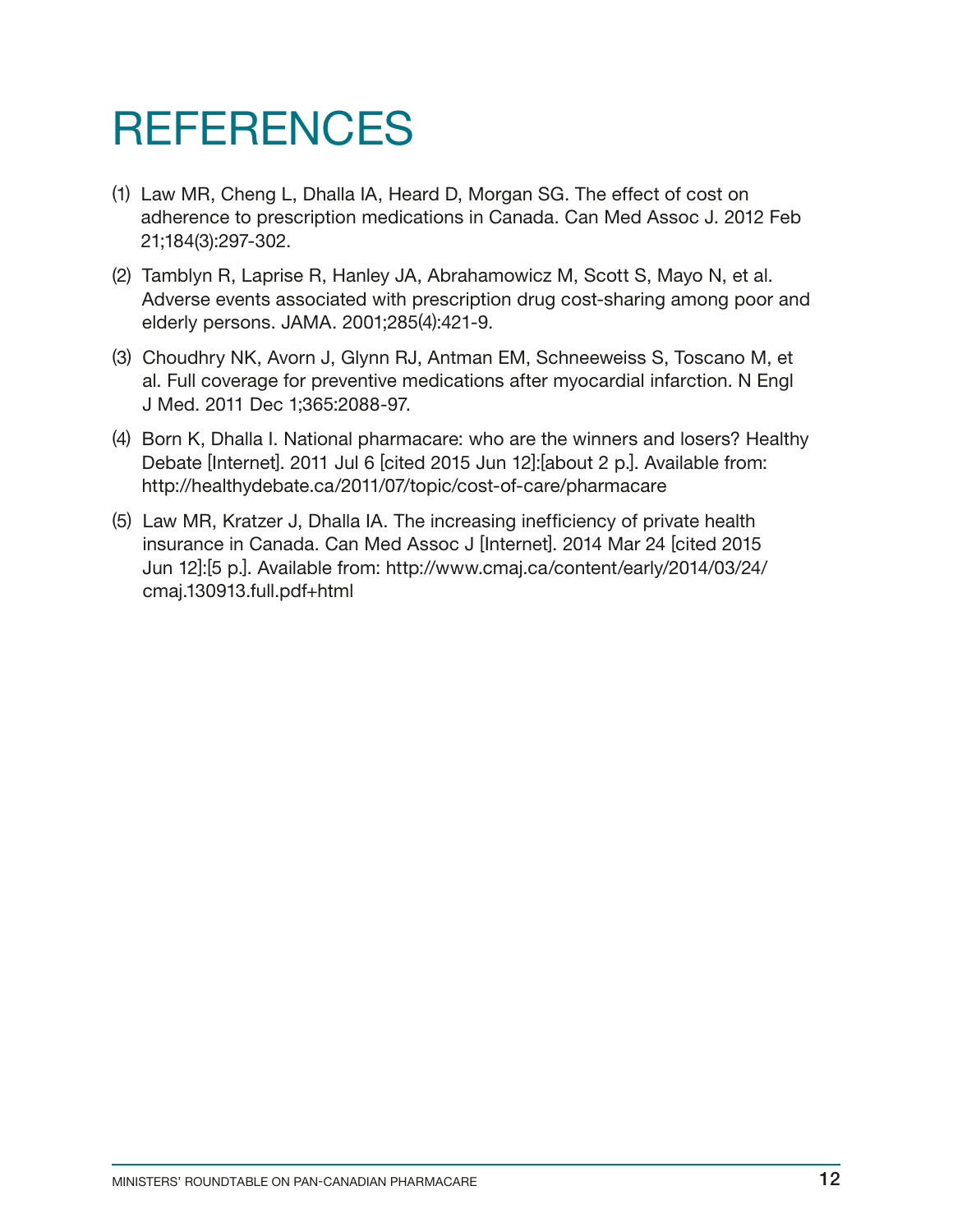# REFERENCES

(1) Law MR, Cheng L, Dhalla IA, Heard D, Morgan SG. The effect of cost on adherence to prescription medications in Canada. Can Med Assoc J. 2012 Feb 21;184(3):297-302.

(2) Tamblyn R, Laprise R, Hanley JA, Abrahamowicz M, Scott S, Mayo N, et al. Adverse events associated with prescription drug cost-sharing among poor and elderly persons. JAMA. 2001;285(4):421-9.

(3) Choudhry NK, Avorn J, Glynn RJ, Antman EM, Schneeweiss S, Toscano M, et al. Full coverage for preventive medications after myocardial infarction. N Engl J Med. 2011 Dec 1;365:2088-97.

(4) Born K, Dhalla I. National pharmacare: who are the winners and losers? Healthy Debate [Internet]. 2011 Jul 6 [cited 2015 Jun 12]:[about 2 p.]. Available from: http://healthydebate.ca/2011/07/topic/cost-of-care/pharmacare

(5) Law MR, Kratzer J, Dhalla IA. The increasing inefficiency of private health insurance in Canada. Can Med Assoc J [Internet]. 2014 Mar 24 [cited 2015 Jun 12]:[5 p.]. Available from: http://www.cmaj.ca/content/early/2014/03/24/cmaj.130913.full.pdf+html